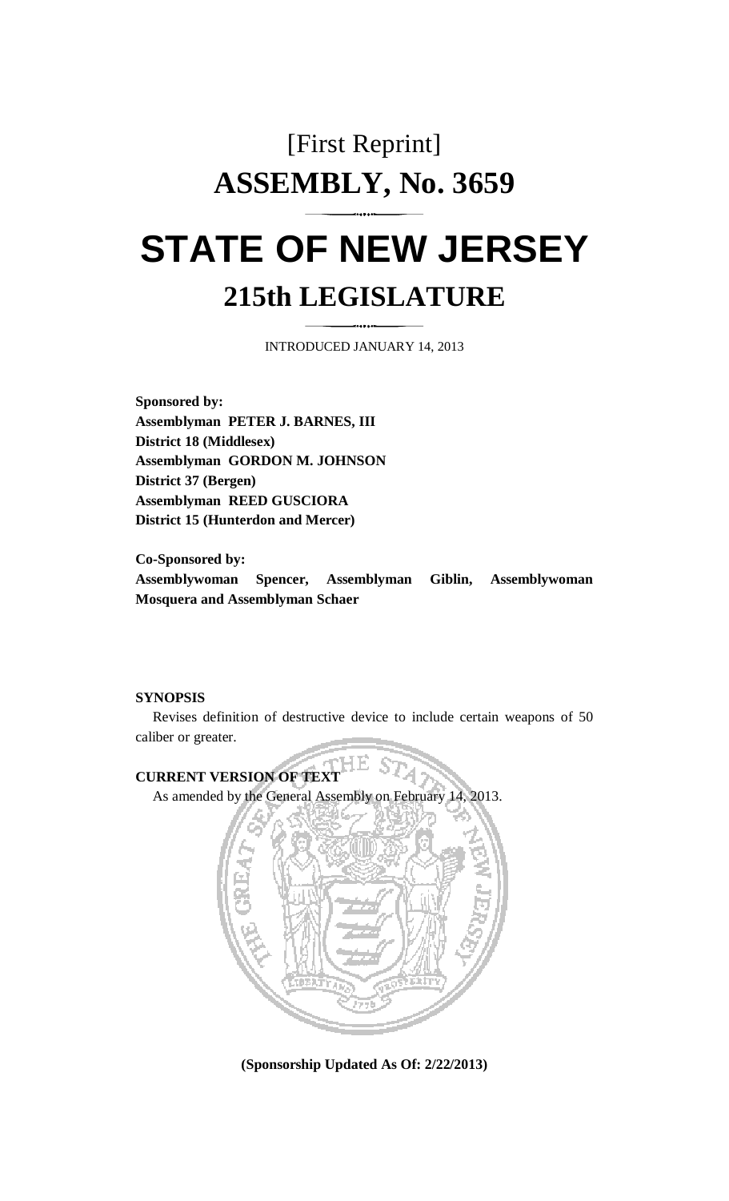# [First Reprint]
# ASSEMBLY, No. 3659

# STATE OF NEW JERSEY

## 215th LEGISLATURE

INTRODUCED JANUARY 14, 2013

**Sponsored by:**
**Assemblyman PETER J. BARNES, III**
**District 18 (Middlesex)**
**Assemblyman GORDON M. JOHNSON**
**District 37 (Bergen)**
**Assemblyman REED GUSCIORA**
**District 15 (Hunterdon and Mercer)**

**Co-Sponsored by:**
**Assemblywoman Spencer, Assemblyman Giblin, Assemblywoman Mosquera and Assemblyman Schaer**

**SYNOPSIS**

Revises definition of destructive device to include certain weapons of 50 caliber or greater.

**CURRENT VERSION OF TEXT**

As amended by the General Assembly on February 14, 2013.

**(Sponsorship Updated As Of: 2/22/2013)**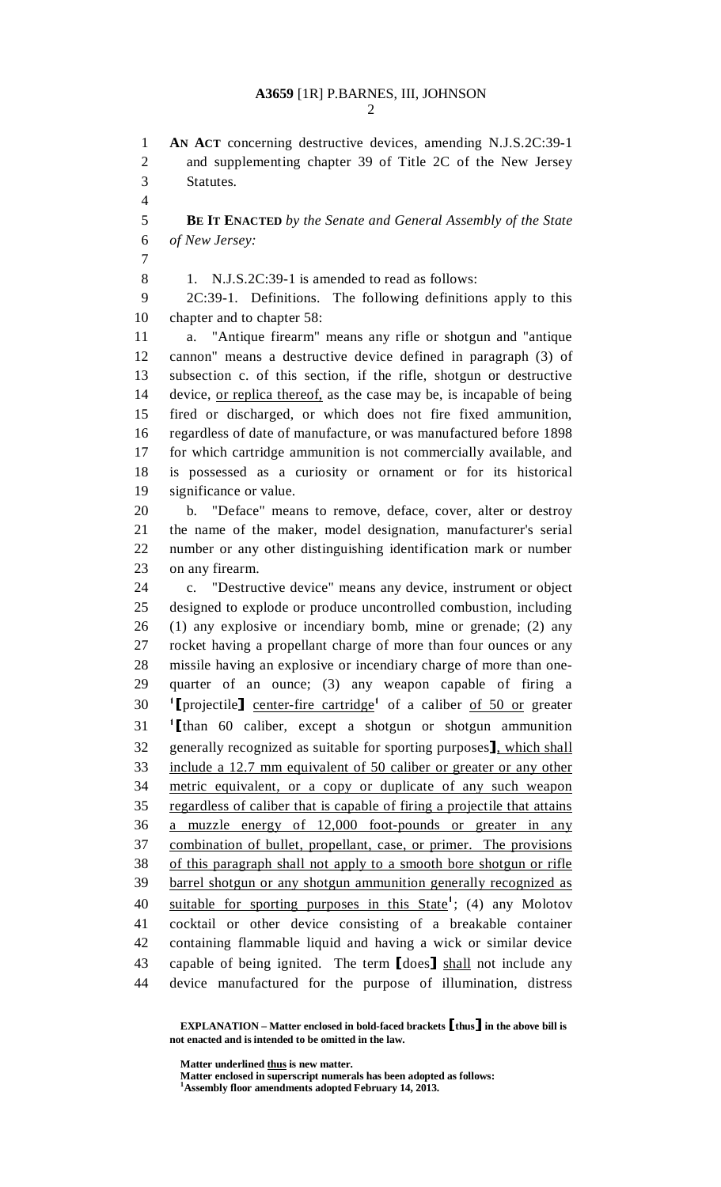**AN ACT** concerning destructive devices, amending N.J.S.2C:39-1 and supplementing chapter 39 of Title 2C of the New Jersey Statutes.

**BE IT ENACTED** *by the Senate and General Assembly of the State of New Jersey:*

1. N.J.S.2C:39-1 is amended to read as follows:

2C:39-1. Definitions. The following definitions apply to this chapter and to chapter 58:

a. "Antique firearm" means any rifle or shotgun and "antique cannon" means a destructive device defined in paragraph (3) of subsection c. of this section, if the rifle, shotgun or destructive device, <u>or replica thereof,</u> as the case may be, is incapable of being fired or discharged, or which does not fire fixed ammunition, regardless of date of manufacture, or was manufactured before 1898 for which cartridge ammunition is not commercially available, and is possessed as a curiosity or ornament or for its historical significance or value.

b. "Deface" means to remove, deface, cover, alter or destroy the name of the maker, model designation, manufacturer's serial number or any other distinguishing identification mark or number on any firearm.

c. "Destructive device" means any device, instrument or object designed to explode or produce uncontrolled combustion, including (1) any explosive or incendiary bomb, mine or grenade; (2) any rocket having a propellant charge of more than four ounces or any missile having an explosive or incendiary charge of more than one-quarter of an ounce; (3) any weapon capable of firing a [1]**[**projectile**]** <u>center-fire cartridge</u>[1] of a caliber <u>of 50 or</u> greater [1]**[**than 60 caliber, except a shotgun or shotgun ammunition generally recognized as suitable for sporting purposes**]**<u>, which shall include a 12.7 mm equivalent of 50 caliber or greater or any other metric equivalent, or a copy or duplicate of any such weapon regardless of caliber that is capable of firing a projectile that attains a muzzle energy of 12,000 foot-pounds or greater in any combination of bullet, propellant, case, or primer. The provisions of this paragraph shall not apply to a smooth bore shotgun or rifle barrel shotgun or any shotgun ammunition generally recognized as suitable for sporting purposes in this State</u>[1]; (4) any Molotov cocktail or other device consisting of a breakable container containing flammable liquid and having a wick or similar device capable of being ignited. The term **[**does**]** <u>shall</u> not include any device manufactured for the purpose of illumination, distress

**EXPLANATION – Matter enclosed in bold-faced brackets [thus] in the above bill is not enacted and is intended to be omitted in the law.**

**Matter underlined <u>thus</u> is new matter.**
**Matter enclosed in superscript numerals has been adopted as follows:**
[1]**Assembly floor amendments adopted February 14, 2013.**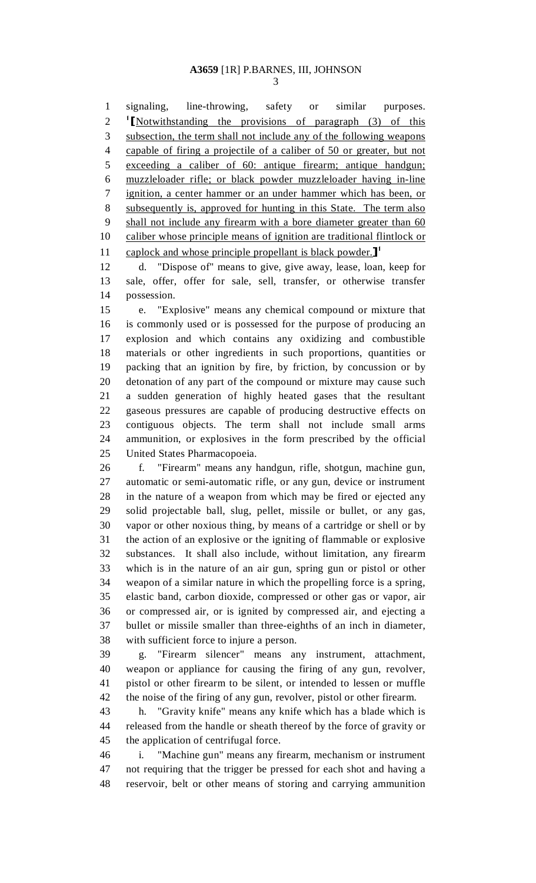signaling, line-throwing, safety or similar purposes. [1][Notwithstanding the provisions of paragraph (3) of this subsection, the term shall not include any of the following weapons capable of firing a projectile of a caliber of 50 or greater, but not exceeding a caliber of 60: antique firearm; antique handgun; muzzleloader rifle; or black powder muzzleloader having in-line ignition, a center hammer or an under hammer which has been, or subsequently is, approved for hunting in this State. The term also shall not include any firearm with a bore diameter greater than 60 caliber whose principle means of ignition are traditional flintlock or caplock and whose principle propellant is black powder.][1]

d. "Dispose of" means to give, give away, lease, loan, keep for sale, offer, offer for sale, sell, transfer, or otherwise transfer possession.

e. "Explosive" means any chemical compound or mixture that is commonly used or is possessed for the purpose of producing an explosion and which contains any oxidizing and combustible materials or other ingredients in such proportions, quantities or packing that an ignition by fire, by friction, by concussion or by detonation of any part of the compound or mixture may cause such a sudden generation of highly heated gases that the resultant gaseous pressures are capable of producing destructive effects on contiguous objects. The term shall not include small arms ammunition, or explosives in the form prescribed by the official United States Pharmacopoeia.

f. "Firearm" means any handgun, rifle, shotgun, machine gun, automatic or semi-automatic rifle, or any gun, device or instrument in the nature of a weapon from which may be fired or ejected any solid projectable ball, slug, pellet, missile or bullet, or any gas, vapor or other noxious thing, by means of a cartridge or shell or by the action of an explosive or the igniting of flammable or explosive substances. It shall also include, without limitation, any firearm which is in the nature of an air gun, spring gun or pistol or other weapon of a similar nature in which the propelling force is a spring, elastic band, carbon dioxide, compressed or other gas or vapor, air or compressed air, or is ignited by compressed air, and ejecting a bullet or missile smaller than three-eighths of an inch in diameter, with sufficient force to injure a person.

g. "Firearm silencer" means any instrument, attachment, weapon or appliance for causing the firing of any gun, revolver, pistol or other firearm to be silent, or intended to lessen or muffle the noise of the firing of any gun, revolver, pistol or other firearm.

h. "Gravity knife" means any knife which has a blade which is released from the handle or sheath thereof by the force of gravity or the application of centrifugal force.

i. "Machine gun" means any firearm, mechanism or instrument not requiring that the trigger be pressed for each shot and having a reservoir, belt or other means of storing and carrying ammunition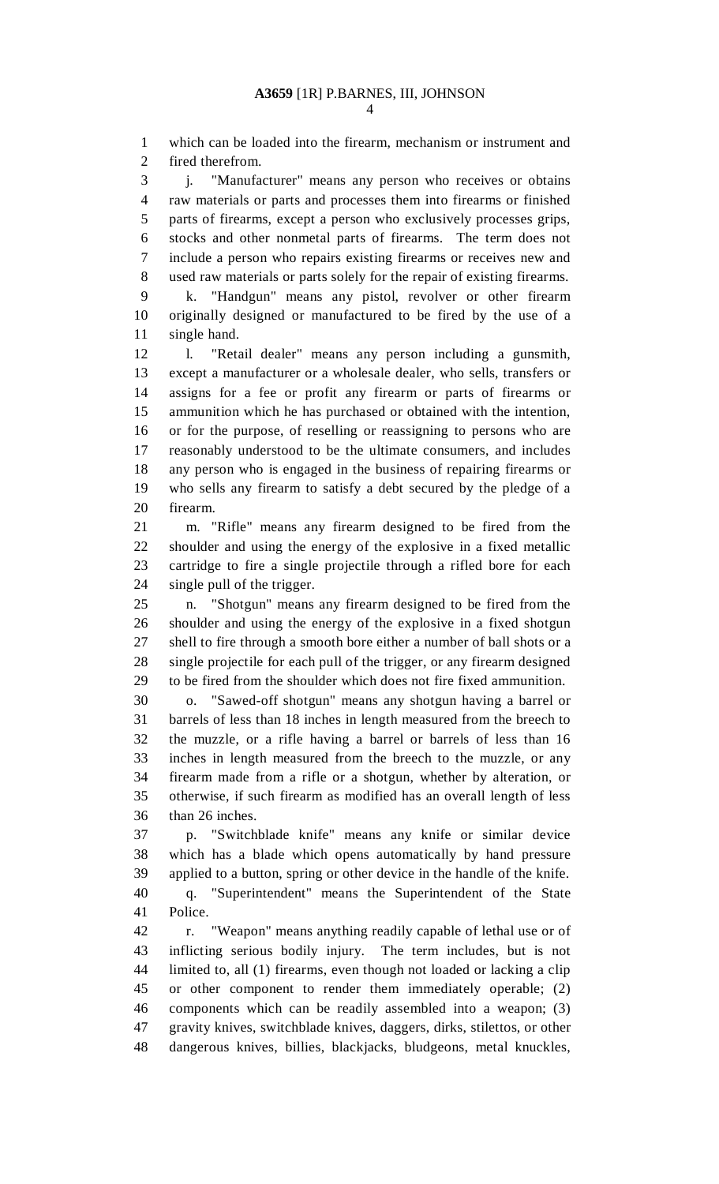which can be loaded into the firearm, mechanism or instrument and fired therefrom.

j. "Manufacturer" means any person who receives or obtains raw materials or parts and processes them into firearms or finished parts of firearms, except a person who exclusively processes grips, stocks and other nonmetal parts of firearms. The term does not include a person who repairs existing firearms or receives new and used raw materials or parts solely for the repair of existing firearms.

k. "Handgun" means any pistol, revolver or other firearm originally designed or manufactured to be fired by the use of a single hand.

l. "Retail dealer" means any person including a gunsmith, except a manufacturer or a wholesale dealer, who sells, transfers or assigns for a fee or profit any firearm or parts of firearms or ammunition which he has purchased or obtained with the intention, or for the purpose, of reselling or reassigning to persons who are reasonably understood to be the ultimate consumers, and includes any person who is engaged in the business of repairing firearms or who sells any firearm to satisfy a debt secured by the pledge of a firearm.

m. "Rifle" means any firearm designed to be fired from the shoulder and using the energy of the explosive in a fixed metallic cartridge to fire a single projectile through a rifled bore for each single pull of the trigger.

n. "Shotgun" means any firearm designed to be fired from the shoulder and using the energy of the explosive in a fixed shotgun shell to fire through a smooth bore either a number of ball shots or a single projectile for each pull of the trigger, or any firearm designed to be fired from the shoulder which does not fire fixed ammunition.

o. "Sawed-off shotgun" means any shotgun having a barrel or barrels of less than 18 inches in length measured from the breech to the muzzle, or a rifle having a barrel or barrels of less than 16 inches in length measured from the breech to the muzzle, or any firearm made from a rifle or a shotgun, whether by alteration, or otherwise, if such firearm as modified has an overall length of less than 26 inches.

p. "Switchblade knife" means any knife or similar device which has a blade which opens automatically by hand pressure applied to a button, spring or other device in the handle of the knife.

q. "Superintendent" means the Superintendent of the State Police.

r. "Weapon" means anything readily capable of lethal use or of inflicting serious bodily injury. The term includes, but is not limited to, all (1) firearms, even though not loaded or lacking a clip or other component to render them immediately operable; (2) components which can be readily assembled into a weapon; (3) gravity knives, switchblade knives, daggers, dirks, stilettos, or other dangerous knives, billies, blackjacks, bludgeons, metal knuckles,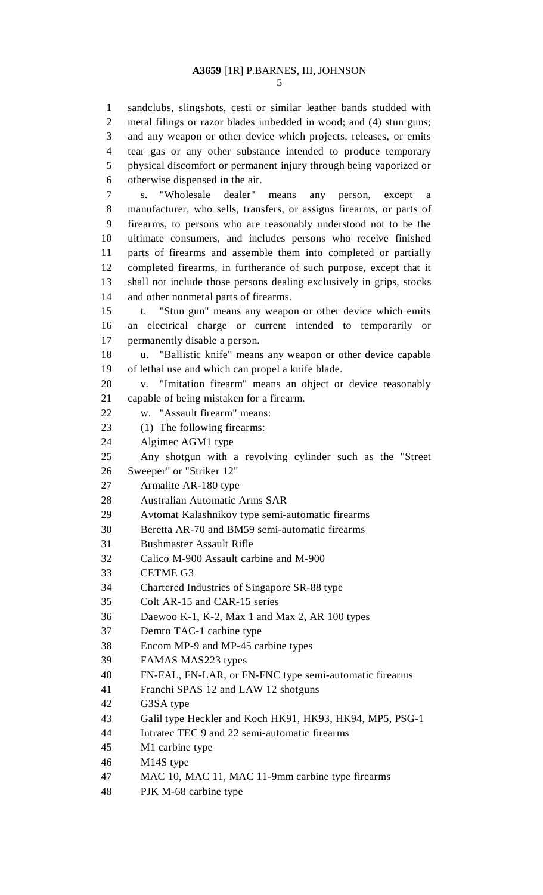sandclubs, slingshots, cesti or similar leather bands studded with metal filings or razor blades imbedded in wood; and (4) stun guns; and any weapon or other device which projects, releases, or emits tear gas or any other substance intended to produce temporary physical discomfort or permanent injury through being vaporized or otherwise dispensed in the air.

s. "Wholesale dealer" means any person, except a manufacturer, who sells, transfers, or assigns firearms, or parts of firearms, to persons who are reasonably understood not to be the ultimate consumers, and includes persons who receive finished parts of firearms and assemble them into completed or partially completed firearms, in furtherance of such purpose, except that it shall not include those persons dealing exclusively in grips, stocks and other nonmetal parts of firearms.

t. "Stun gun" means any weapon or other device which emits an electrical charge or current intended to temporarily or permanently disable a person.

u. "Ballistic knife" means any weapon or other device capable of lethal use and which can propel a knife blade.

v. "Imitation firearm" means an object or device reasonably capable of being mistaken for a firearm.

w. "Assault firearm" means:

(1) The following firearms:

Algimec AGM1 type

Any shotgun with a revolving cylinder such as the "Street Sweeper" or "Striker 12"

Armalite AR-180 type

Australian Automatic Arms SAR

Avtomat Kalashnikov type semi-automatic firearms

Beretta AR-70 and BM59 semi-automatic firearms

Bushmaster Assault Rifle

Calico M-900 Assault carbine and M-900

CETME G3

Chartered Industries of Singapore SR-88 type

Colt AR-15 and CAR-15 series

Daewoo K-1, K-2, Max 1 and Max 2, AR 100 types

Demro TAC-1 carbine type

Encom MP-9 and MP-45 carbine types

FAMAS MAS223 types

FN-FAL, FN-LAR, or FN-FNC type semi-automatic firearms

Franchi SPAS 12 and LAW 12 shotguns

G3SA type

Galil type Heckler and Koch HK91, HK93, HK94, MP5, PSG-1

Intratec TEC 9 and 22 semi-automatic firearms

M1 carbine type

M14S type

MAC 10, MAC 11, MAC 11-9mm carbine type firearms

PJK M-68 carbine type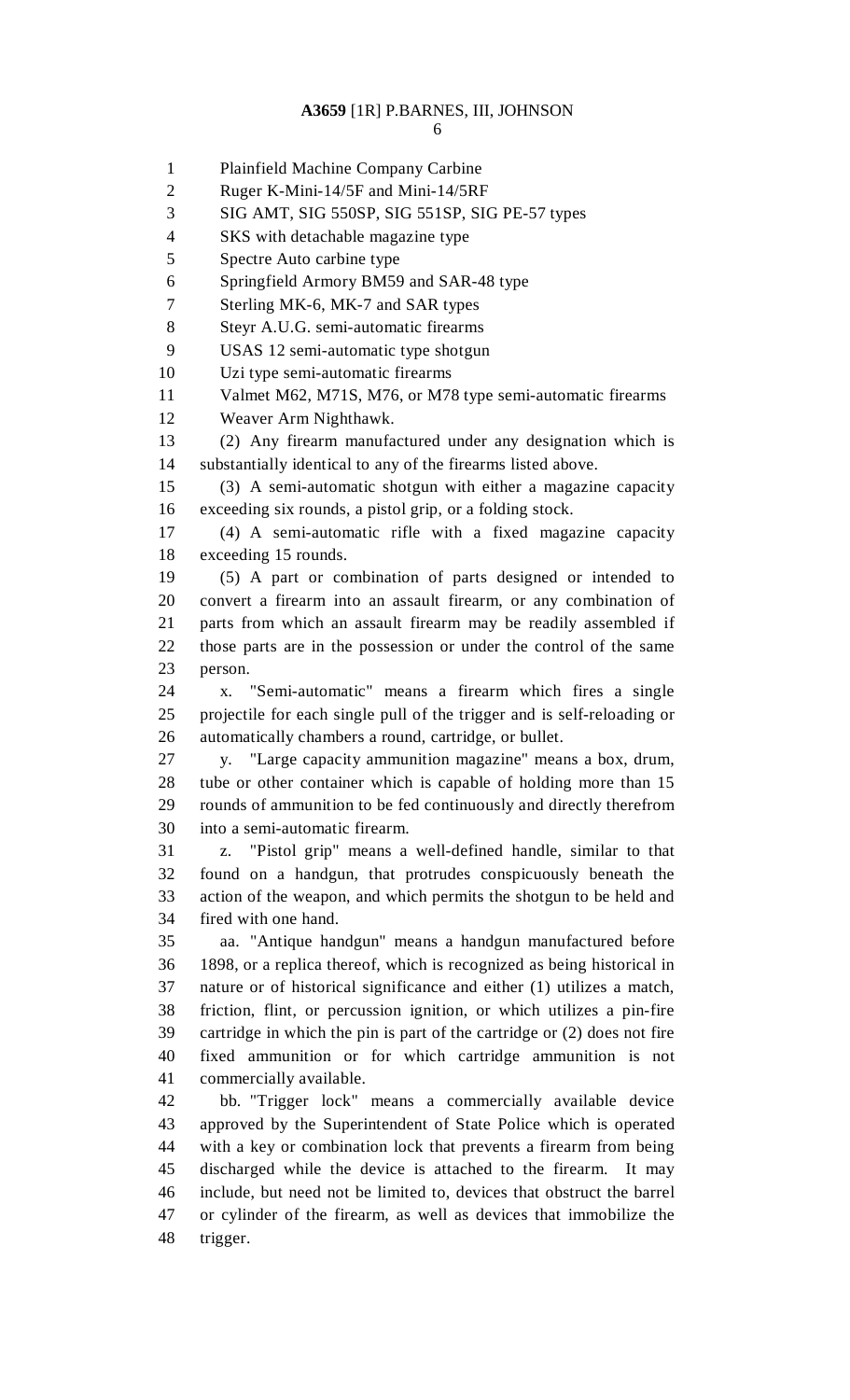Plainfield Machine Company Carbine
Ruger K-Mini-14/5F and Mini-14/5RF
SIG AMT, SIG 550SP, SIG 551SP, SIG PE-57 types
SKS with detachable magazine type
Spectre Auto carbine type
Springfield Armory BM59 and SAR-48 type
Sterling MK-6, MK-7 and SAR types
Steyr A.U.G. semi-automatic firearms
USAS 12 semi-automatic type shotgun
Uzi type semi-automatic firearms
Valmet M62, M71S, M76, or M78 type semi-automatic firearms
Weaver Arm Nighthawk.

(2) Any firearm manufactured under any designation which is substantially identical to any of the firearms listed above.

(3) A semi-automatic shotgun with either a magazine capacity exceeding six rounds, a pistol grip, or a folding stock.

(4) A semi-automatic rifle with a fixed magazine capacity exceeding 15 rounds.

(5) A part or combination of parts designed or intended to convert a firearm into an assault firearm, or any combination of parts from which an assault firearm may be readily assembled if those parts are in the possession or under the control of the same person.

x. "Semi-automatic" means a firearm which fires a single projectile for each single pull of the trigger and is self-reloading or automatically chambers a round, cartridge, or bullet.

y. "Large capacity ammunition magazine" means a box, drum, tube or other container which is capable of holding more than 15 rounds of ammunition to be fed continuously and directly therefrom into a semi-automatic firearm.

z. "Pistol grip" means a well-defined handle, similar to that found on a handgun, that protrudes conspicuously beneath the action of the weapon, and which permits the shotgun to be held and fired with one hand.

aa. "Antique handgun" means a handgun manufactured before 1898, or a replica thereof, which is recognized as being historical in nature or of historical significance and either (1) utilizes a match, friction, flint, or percussion ignition, or which utilizes a pin-fire cartridge in which the pin is part of the cartridge or (2) does not fire fixed ammunition or for which cartridge ammunition is not commercially available.

bb. "Trigger lock" means a commercially available device approved by the Superintendent of State Police which is operated with a key or combination lock that prevents a firearm from being discharged while the device is attached to the firearm. It may include, but need not be limited to, devices that obstruct the barrel or cylinder of the firearm, as well as devices that immobilize the trigger.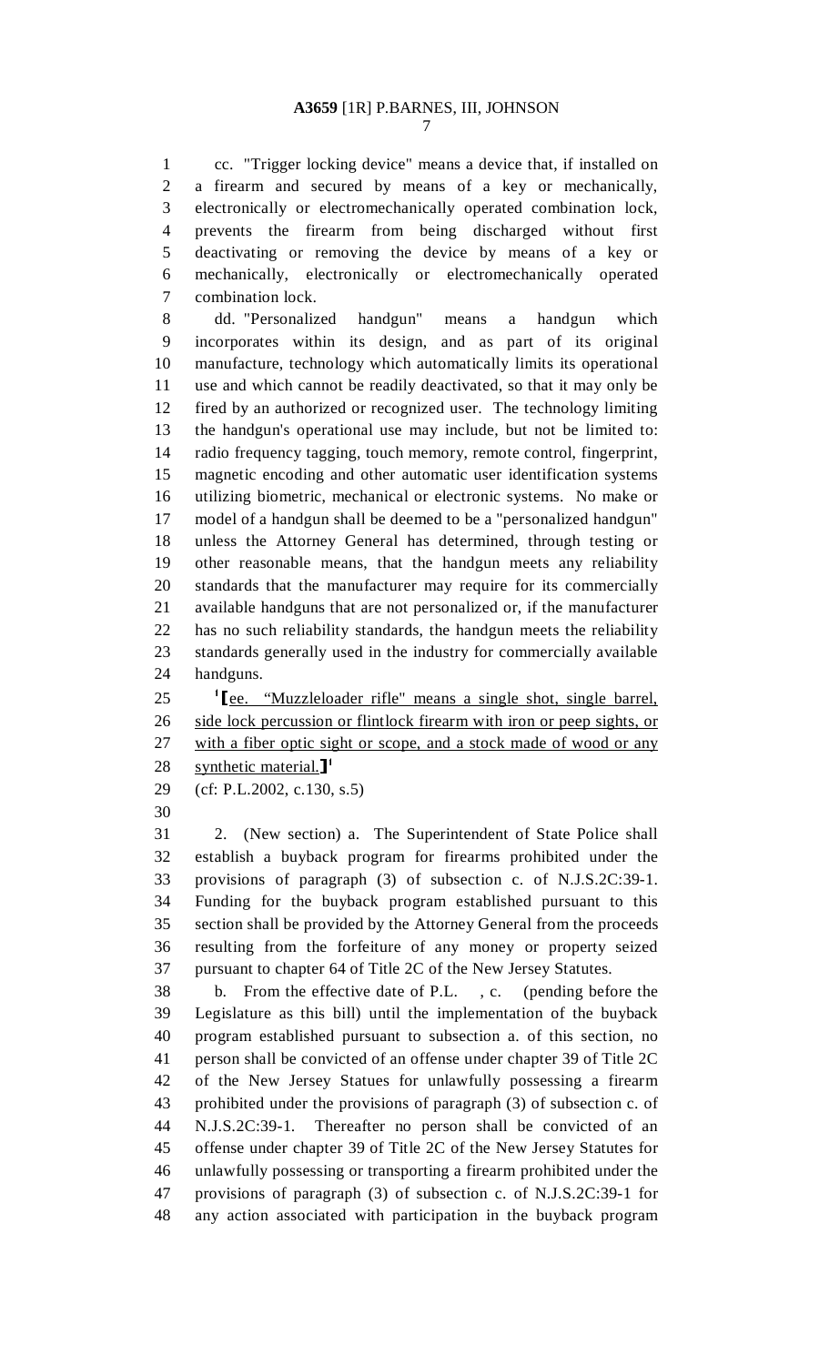cc. "Trigger locking device" means a device that, if installed on a firearm and secured by means of a key or mechanically, electronically or electromechanically operated combination lock, prevents the firearm from being discharged without first deactivating or removing the device by means of a key or mechanically, electronically or electromechanically operated combination lock.

dd. "Personalized handgun" means a handgun which incorporates within its design, and as part of its original manufacture, technology which automatically limits its operational use and which cannot be readily deactivated, so that it may only be fired by an authorized or recognized user. The technology limiting the handgun's operational use may include, but not be limited to: radio frequency tagging, touch memory, remote control, fingerprint, magnetic encoding and other automatic user identification systems utilizing biometric, mechanical or electronic systems. No make or model of a handgun shall be deemed to be a "personalized handgun" unless the Attorney General has determined, through testing or other reasonable means, that the handgun meets any reliability standards that the manufacturer may require for its commercially available handguns that are not personalized or, if the manufacturer has no such reliability standards, the handgun meets the reliability standards generally used in the industry for commercially available handguns.

[1]⟦<u>ee. "Muzzleloader rifle" means a single shot, single barrel, side lock percussion or flintlock firearm with iron or peep sights, or with a fiber optic sight or scope, and a stock made of wood or any synthetic material.</u>⟧[1]

(cf: P.L.2002, c.130, s.5)

2. (New section) a. The Superintendent of State Police shall establish a buyback program for firearms prohibited under the provisions of paragraph (3) of subsection c. of N.J.S.2C:39-1. Funding for the buyback program established pursuant to this section shall be provided by the Attorney General from the proceeds resulting from the forfeiture of any money or property seized pursuant to chapter 64 of Title 2C of the New Jersey Statutes.

b. From the effective date of P.L. , c. (pending before the Legislature as this bill) until the implementation of the buyback program established pursuant to subsection a. of this section, no person shall be convicted of an offense under chapter 39 of Title 2C of the New Jersey Statues for unlawfully possessing a firearm prohibited under the provisions of paragraph (3) of subsection c. of N.J.S.2C:39-1. Thereafter no person shall be convicted of an offense under chapter 39 of Title 2C of the New Jersey Statutes for unlawfully possessing or transporting a firearm prohibited under the provisions of paragraph (3) of subsection c. of N.J.S.2C:39-1 for any action associated with participation in the buyback program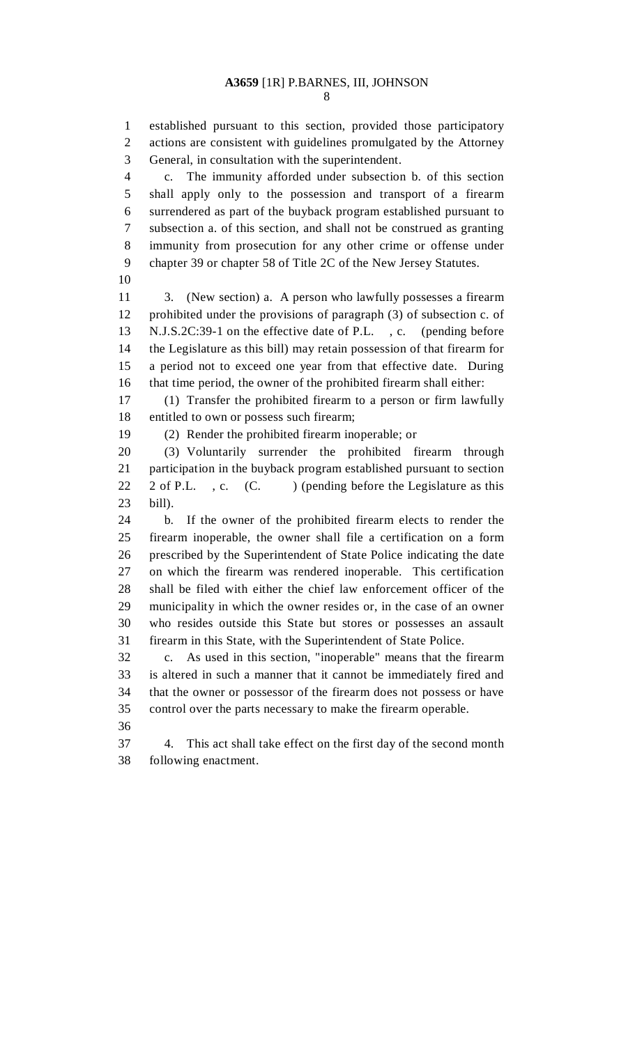established pursuant to this section, provided those participatory actions are consistent with guidelines promulgated by the Attorney General, in consultation with the superintendent.

c. The immunity afforded under subsection b. of this section shall apply only to the possession and transport of a firearm surrendered as part of the buyback program established pursuant to subsection a. of this section, and shall not be construed as granting immunity from prosecution for any other crime or offense under chapter 39 or chapter 58 of Title 2C of the New Jersey Statutes.

3. (New section) a. A person who lawfully possesses a firearm prohibited under the provisions of paragraph (3) of subsection c. of N.J.S.2C:39-1 on the effective date of P.L. , c. (pending before the Legislature as this bill) may retain possession of that firearm for a period not to exceed one year from that effective date. During that time period, the owner of the prohibited firearm shall either:

(1) Transfer the prohibited firearm to a person or firm lawfully entitled to own or possess such firearm;

(2) Render the prohibited firearm inoperable; or

(3) Voluntarily surrender the prohibited firearm through participation in the buyback program established pursuant to section 2 of P.L. , c. (C. ) (pending before the Legislature as this bill).

b. If the owner of the prohibited firearm elects to render the firearm inoperable, the owner shall file a certification on a form prescribed by the Superintendent of State Police indicating the date on which the firearm was rendered inoperable. This certification shall be filed with either the chief law enforcement officer of the municipality in which the owner resides or, in the case of an owner who resides outside this State but stores or possesses an assault firearm in this State, with the Superintendent of State Police.

c. As used in this section, "inoperable" means that the firearm is altered in such a manner that it cannot be immediately fired and that the owner or possessor of the firearm does not possess or have control over the parts necessary to make the firearm operable.

4. This act shall take effect on the first day of the second month following enactment.